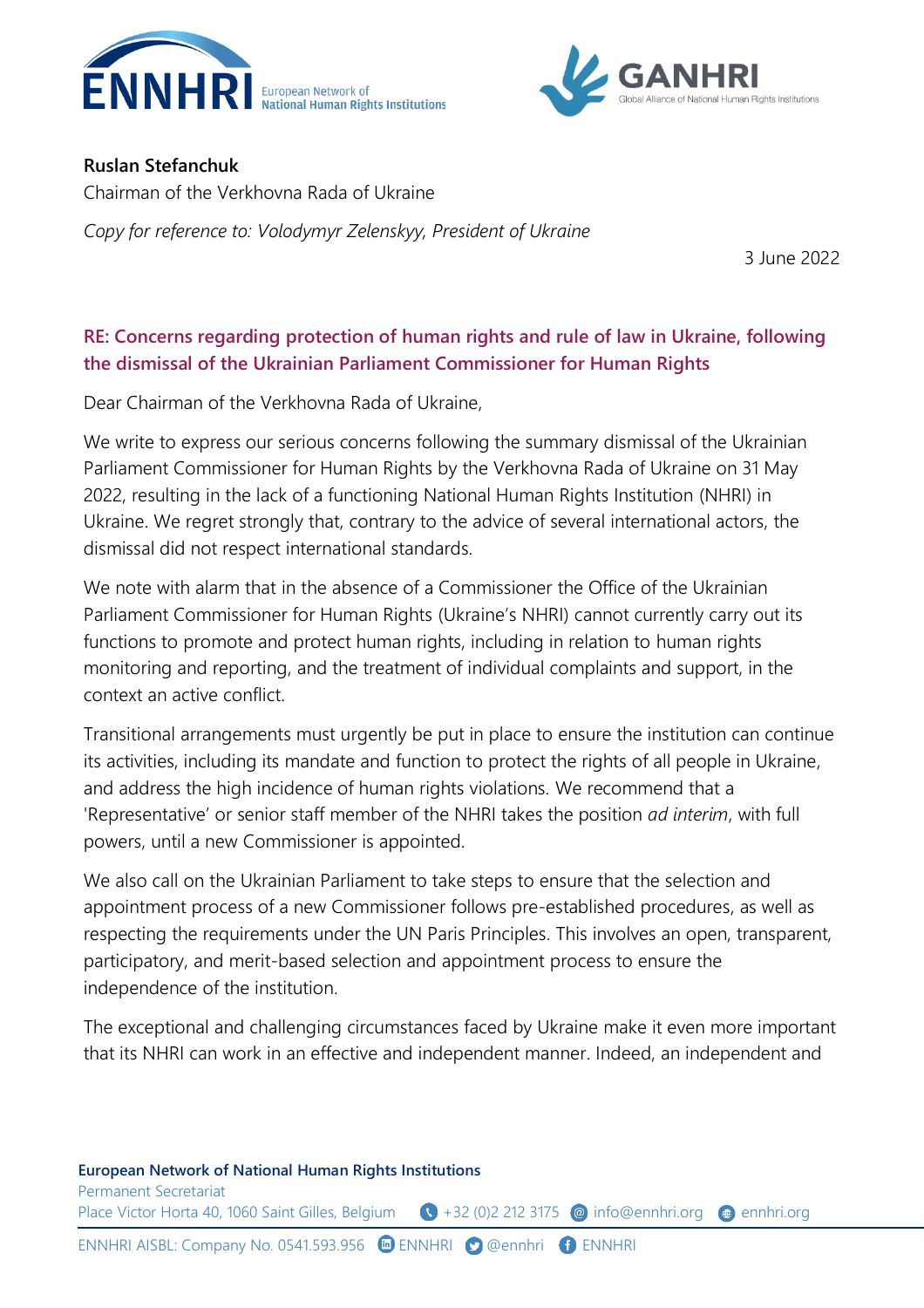**Ruslan Stefanchuk**
Chairman of the Verkhovna Rada of Ukraine

*Copy for reference to: Volodymyr Zelenskyy, President of Ukraine*

3 June 2022

## RE: Concerns regarding protection of human rights and rule of law in Ukraine, following the dismissal of the Ukrainian Parliament Commissioner for Human Rights

Dear Chairman of the Verkhovna Rada of Ukraine,

We write to express our serious concerns following the summary dismissal of the Ukrainian Parliament Commissioner for Human Rights by the Verkhovna Rada of Ukraine on 31 May 2022, resulting in the lack of a functioning National Human Rights Institution (NHRI) in Ukraine. We regret strongly that, contrary to the advice of several international actors, the dismissal did not respect international standards.

We note with alarm that in the absence of a Commissioner the Office of the Ukrainian Parliament Commissioner for Human Rights (Ukraine's NHRI) cannot currently carry out its functions to promote and protect human rights, including in relation to human rights monitoring and reporting, and the treatment of individual complaints and support, in the context an active conflict.

Transitional arrangements must urgently be put in place to ensure the institution can continue its activities, including its mandate and function to protect the rights of all people in Ukraine, and address the high incidence of human rights violations. We recommend that a 'Representative' or senior staff member of the NHRI takes the position *ad interim*, with full powers, until a new Commissioner is appointed.

We also call on the Ukrainian Parliament to take steps to ensure that the selection and appointment process of a new Commissioner follows pre-established procedures, as well as respecting the requirements under the UN Paris Principles. This involves an open, transparent, participatory, and merit-based selection and appointment process to ensure the independence of the institution.

The exceptional and challenging circumstances faced by Ukraine make it even more important that its NHRI can work in an effective and independent manner. Indeed, an independent and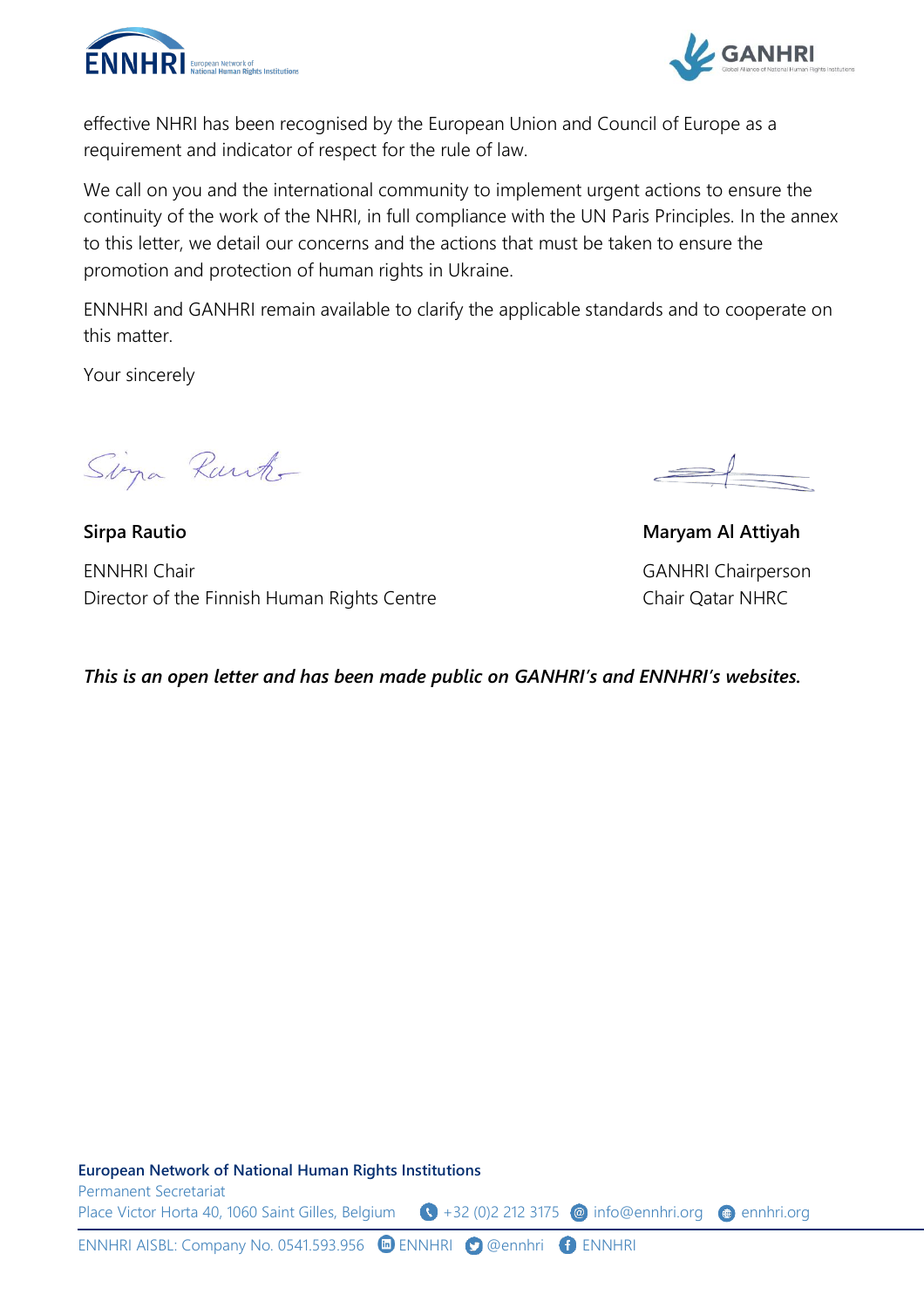effective NHRI has been recognised by the European Union and Council of Europe as a requirement and indicator of respect for the rule of law.

We call on you and the international community to implement urgent actions to ensure the continuity of the work of the NHRI, in full compliance with the UN Paris Principles. In the annex to this letter, we detail our concerns and the actions that must be taken to ensure the promotion and protection of human rights in Ukraine.

ENNHRI and GANHRI remain available to clarify the applicable standards and to cooperate on this matter.

Your sincerely

**Sirpa Rautio**

ENNHRI Chair
Director of the Finnish Human Rights Centre

**Maryam Al Attiyah**

GANHRI Chairperson
Chair Qatar NHRC

***This is an open letter and has been made public on GANHRI's and ENNHRI's websites.***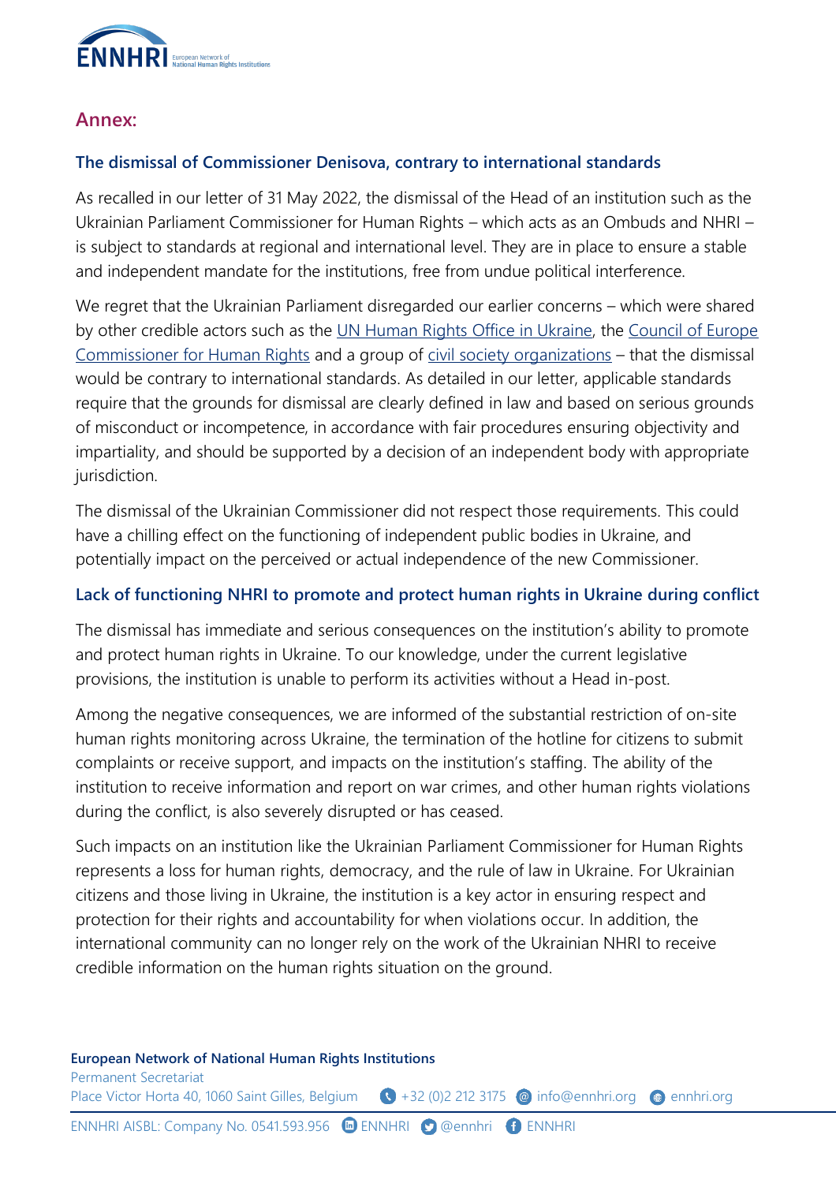## Annex:

### The dismissal of Commissioner Denisova, contrary to international standards

As recalled in our letter of 31 May 2022, the dismissal of the Head of an institution such as the Ukrainian Parliament Commissioner for Human Rights – which acts as an Ombuds and NHRI – is subject to standards at regional and international level. They are in place to ensure a stable and independent mandate for the institutions, free from undue political interference.

We regret that the Ukrainian Parliament disregarded our earlier concerns – which were shared by other credible actors such as the UN Human Rights Office in Ukraine, the Council of Europe Commissioner for Human Rights and a group of civil society organizations – that the dismissal would be contrary to international standards. As detailed in our letter, applicable standards require that the grounds for dismissal are clearly defined in law and based on serious grounds of misconduct or incompetence, in accordance with fair procedures ensuring objectivity and impartiality, and should be supported by a decision of an independent body with appropriate jurisdiction.

The dismissal of the Ukrainian Commissioner did not respect those requirements. This could have a chilling effect on the functioning of independent public bodies in Ukraine, and potentially impact on the perceived or actual independence of the new Commissioner.

### Lack of functioning NHRI to promote and protect human rights in Ukraine during conflict

The dismissal has immediate and serious consequences on the institution's ability to promote and protect human rights in Ukraine. To our knowledge, under the current legislative provisions, the institution is unable to perform its activities without a Head in-post.

Among the negative consequences, we are informed of the substantial restriction of on-site human rights monitoring across Ukraine, the termination of the hotline for citizens to submit complaints or receive support, and impacts on the institution's staffing. The ability of the institution to receive information and report on war crimes, and other human rights violations during the conflict, is also severely disrupted or has ceased.

Such impacts on an institution like the Ukrainian Parliament Commissioner for Human Rights represents a loss for human rights, democracy, and the rule of law in Ukraine. For Ukrainian citizens and those living in Ukraine, the institution is a key actor in ensuring respect and protection for their rights and accountability for when violations occur. In addition, the international community can no longer rely on the work of the Ukrainian NHRI to receive credible information on the human rights situation on the ground.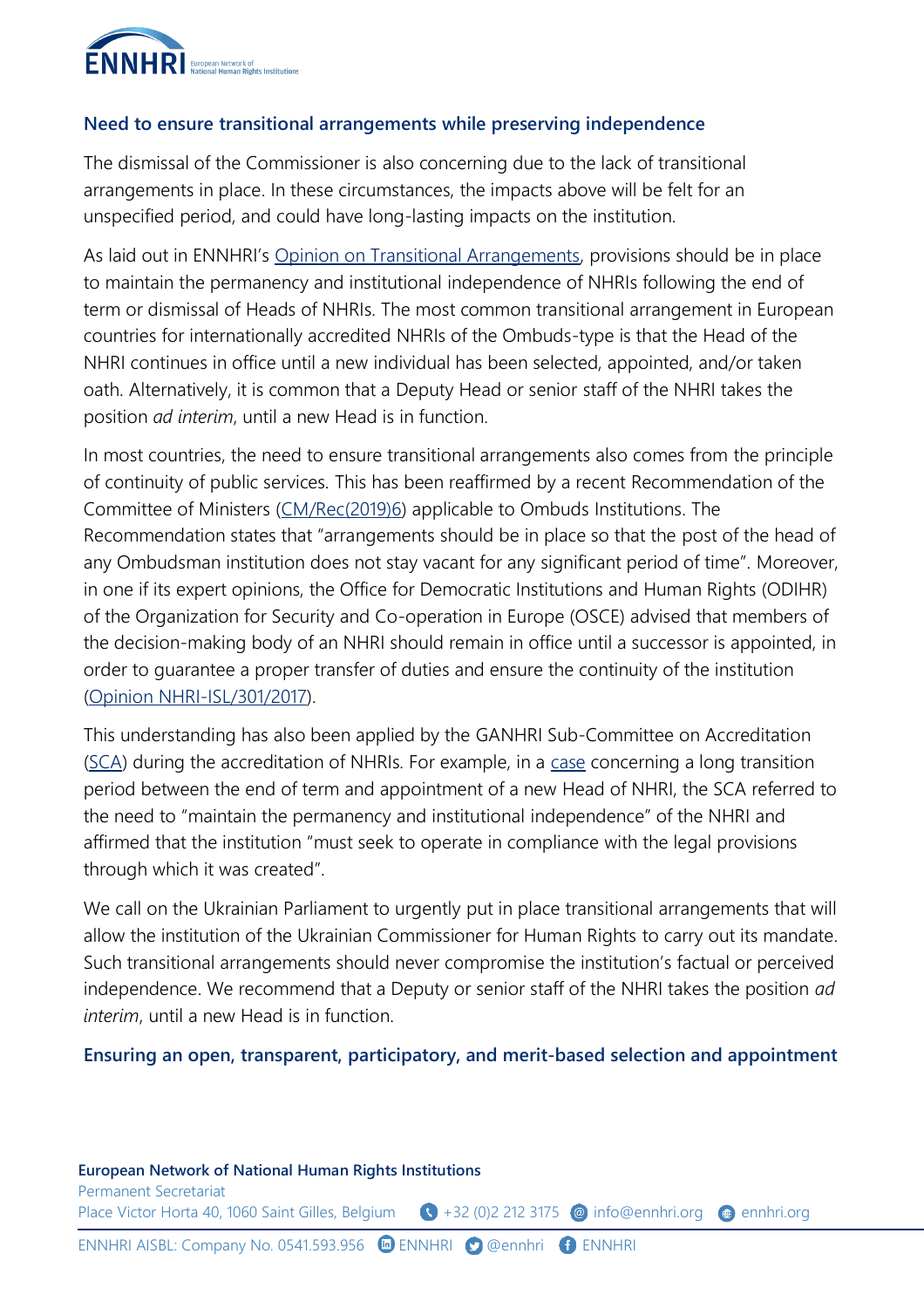## Need to ensure transitional arrangements while preserving independence

The dismissal of the Commissioner is also concerning due to the lack of transitional arrangements in place. In these circumstances, the impacts above will be felt for an unspecified period, and could have long-lasting impacts on the institution.

As laid out in ENNHRI's Opinion on Transitional Arrangements, provisions should be in place to maintain the permanency and institutional independence of NHRIs following the end of term or dismissal of Heads of NHRIs. The most common transitional arrangement in European countries for internationally accredited NHRIs of the Ombuds-type is that the Head of the NHRI continues in office until a new individual has been selected, appointed, and/or taken oath. Alternatively, it is common that a Deputy Head or senior staff of the NHRI takes the position *ad interim*, until a new Head is in function.

In most countries, the need to ensure transitional arrangements also comes from the principle of continuity of public services. This has been reaffirmed by a recent Recommendation of the Committee of Ministers (CM/Rec(2019)6) applicable to Ombuds Institutions. The Recommendation states that "arrangements should be in place so that the post of the head of any Ombudsman institution does not stay vacant for any significant period of time". Moreover, in one if its expert opinions, the Office for Democratic Institutions and Human Rights (ODIHR) of the Organization for Security and Co-operation in Europe (OSCE) advised that members of the decision-making body of an NHRI should remain in office until a successor is appointed, in order to guarantee a proper transfer of duties and ensure the continuity of the institution (Opinion NHRI-ISL/301/2017).

This understanding has also been applied by the GANHRI Sub-Committee on Accreditation (SCA) during the accreditation of NHRIs. For example, in a case concerning a long transition period between the end of term and appointment of a new Head of NHRI, the SCA referred to the need to "maintain the permanency and institutional independence" of the NHRI and affirmed that the institution "must seek to operate in compliance with the legal provisions through which it was created".

We call on the Ukrainian Parliament to urgently put in place transitional arrangements that will allow the institution of the Ukrainian Commissioner for Human Rights to carry out its mandate. Such transitional arrangements should never compromise the institution's factual or perceived independence. We recommend that a Deputy or senior staff of the NHRI takes the position *ad interim*, until a new Head is in function.

## Ensuring an open, transparent, participatory, and merit-based selection and appointment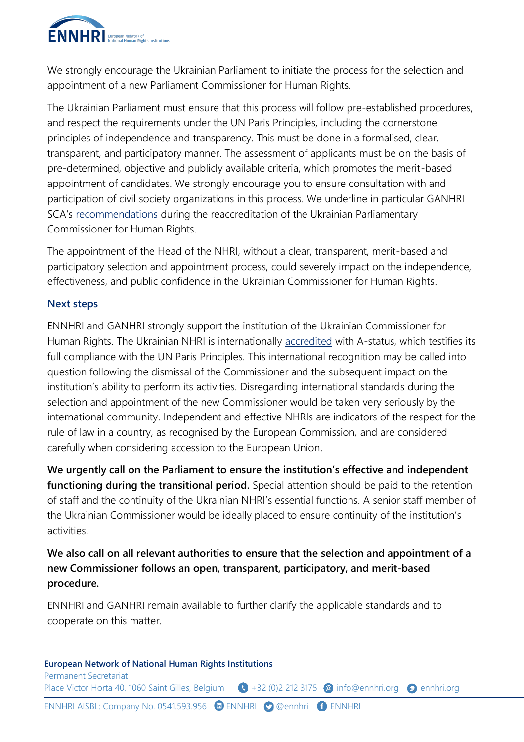We strongly encourage the Ukrainian Parliament to initiate the process for the selection and appointment of a new Parliament Commissioner for Human Rights.

The Ukrainian Parliament must ensure that this process will follow pre-established procedures, and respect the requirements under the UN Paris Principles, including the cornerstone principles of independence and transparency. This must be done in a formalised, clear, transparent, and participatory manner. The assessment of applicants must be on the basis of pre-determined, objective and publicly available criteria, which promotes the merit-based appointment of candidates. We strongly encourage you to ensure consultation with and participation of civil society organizations in this process. We underline in particular GANHRI SCA's recommendations during the reaccreditation of the Ukrainian Parliamentary Commissioner for Human Rights.

The appointment of the Head of the NHRI, without a clear, transparent, merit-based and participatory selection and appointment process, could severely impact on the independence, effectiveness, and public confidence in the Ukrainian Commissioner for Human Rights.

### Next steps

ENNHRI and GANHRI strongly support the institution of the Ukrainian Commissioner for Human Rights. The Ukrainian NHRI is internationally accredited with A-status, which testifies its full compliance with the UN Paris Principles. This international recognition may be called into question following the dismissal of the Commissioner and the subsequent impact on the institution's ability to perform its activities. Disregarding international standards during the selection and appointment of the new Commissioner would be taken very seriously by the international community. Independent and effective NHRIs are indicators of the respect for the rule of law in a country, as recognised by the European Commission, and are considered carefully when considering accession to the European Union.

**We urgently call on the Parliament to ensure the institution's effective and independent functioning during the transitional period.** Special attention should be paid to the retention of staff and the continuity of the Ukrainian NHRI's essential functions. A senior staff member of the Ukrainian Commissioner would be ideally placed to ensure continuity of the institution's activities.

**We also call on all relevant authorities to ensure that the selection and appointment of a new Commissioner follows an open, transparent, participatory, and merit-based procedure.**

ENNHRI and GANHRI remain available to further clarify the applicable standards and to cooperate on this matter.